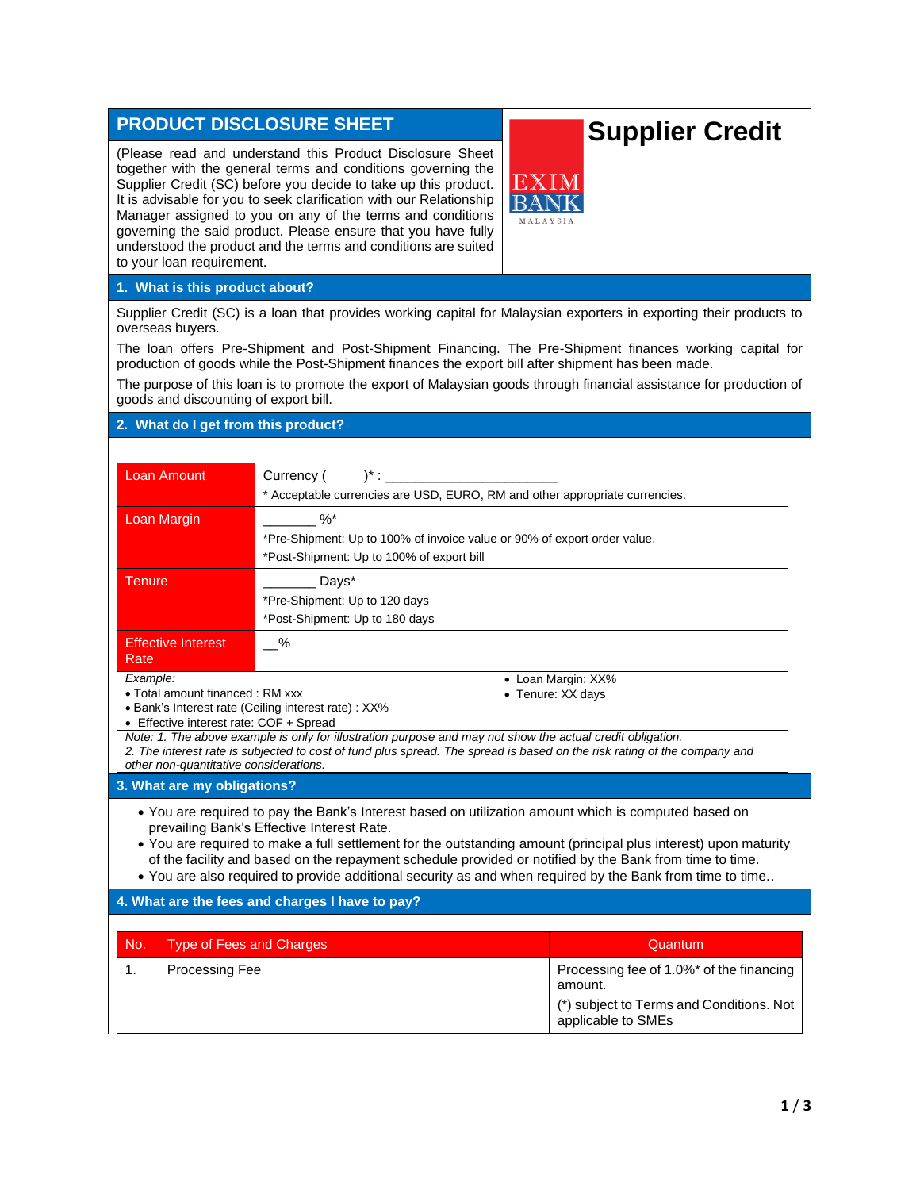# PRODUCT DISCLOSURE SHEET

## Supplier Credit

EXIM BANK MALAYSIA

(Please read and understand this Product Disclosure Sheet together with the general terms and conditions governing the Supplier Credit (SC) before you decide to take up this product. It is advisable for you to seek clarification with our Relationship Manager assigned to you on any of the terms and conditions governing the said product. Please ensure that you have fully understood the product and the terms and conditions are suited to your loan requirement.

## 1. What is this product about?

Supplier Credit (SC) is a loan that provides working capital for Malaysian exporters in exporting their products to overseas buyers.

The loan offers Pre-Shipment and Post-Shipment Financing. The Pre-Shipment finances working capital for production of goods while the Post-Shipment finances the export bill after shipment has been made.

The purpose of this loan is to promote the export of Malaysian goods through financial assistance for production of goods and discounting of export bill.

## 2. What do I get from this product?

| | |
|---|---|
| Loan Amount | Currency (       )* : _______________________<br>* Acceptable currencies are USD, EURO, RM and other appropriate currencies. |
| Loan Margin | _______ %*<br>*Pre-Shipment: Up to 100% of invoice value or 90% of export order value.<br>*Post-Shipment: Up to 100% of export bill |
| Tenure | _______ Days*<br>*Pre-Shipment: Up to 120 days<br>*Post-Shipment: Up to 180 days |
| Effective Interest Rate | __% |

| | |
|---|---|
| *Example:*<br>• Total amount financed : RM xxx<br>• Bank's Interest rate (Ceiling interest rate) : XX%<br>• Effective interest rate: COF + Spread | • Loan Margin: XX%<br>• Tenure: XX days |

*Note: 1. The above example is only for illustration purpose and may not show the actual credit obligation.*
*2. The interest rate is subjected to cost of fund plus spread. The spread is based on the risk rating of the company and other non-quantitative considerations.*

## 3. What are my obligations?

- You are required to pay the Bank's Interest based on utilization amount which is computed based on prevailing Bank's Effective Interest Rate.
- You are required to make a full settlement for the outstanding amount (principal plus interest) upon maturity of the facility and based on the repayment schedule provided or notified by the Bank from time to time.
- You are also required to provide additional security as and when required by the Bank from time to time..

## 4. What are the fees and charges I have to pay?

| No. | Type of Fees and Charges | Quantum |
|---|---|---|
| 1. | Processing Fee | Processing fee of 1.0%* of the financing amount.<br>(*) subject to Terms and Conditions. Not applicable to SMEs |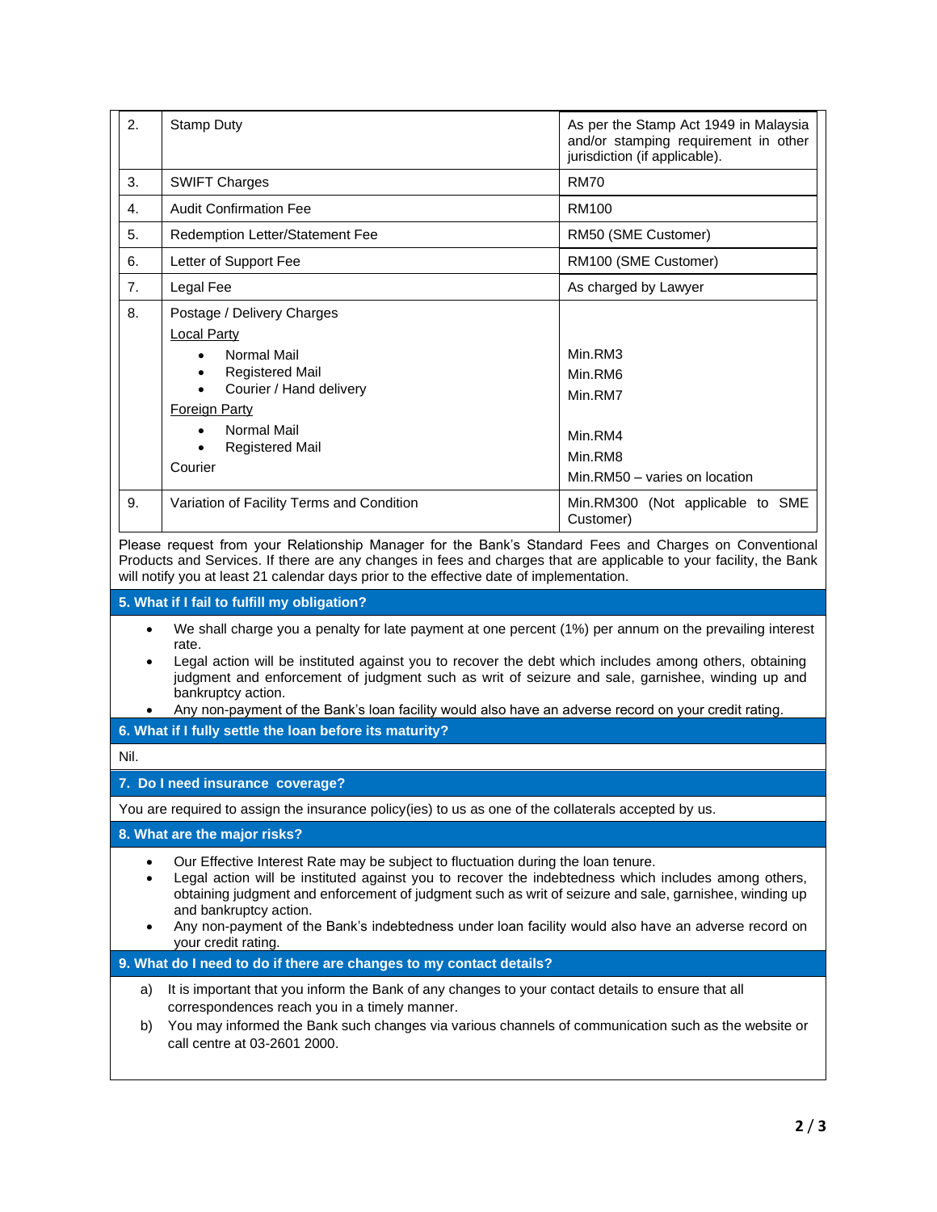| | | |
|---|---|---|
| 2. | Stamp Duty | As per the Stamp Act 1949 in Malaysia and/or stamping requirement in other jurisdiction (if applicable). |
| 3. | SWIFT Charges | RM70 |
| 4. | Audit Confirmation Fee | RM100 |
| 5. | Redemption Letter/Statement Fee | RM50 (SME Customer) |
| 6. | Letter of Support Fee | RM100 (SME Customer) |
| 7. | Legal Fee | As charged by Lawyer |
| 8. | Postage / Delivery Charges<br>Local Party<br>• Normal Mail<br>• Registered Mail<br>• Courier / Hand delivery<br>Foreign Party<br>• Normal Mail<br>• Registered Mail<br>Courier | <br><br>Min.RM3<br>Min.RM6<br>Min.RM7<br><br>Min.RM4<br>Min.RM8<br>Min.RM50 – varies on location |
| 9. | Variation of Facility Terms and Condition | Min.RM300 (Not applicable to SME Customer) |

Please request from your Relationship Manager for the Bank's Standard Fees and Charges on Conventional Products and Services. If there are any changes in fees and charges that are applicable to your facility, the Bank will notify you at least 21 calendar days prior to the effective date of implementation.

## 5. What if I fail to fulfill my obligation?

- We shall charge you a penalty for late payment at one percent (1%) per annum on the prevailing interest rate.
- Legal action will be instituted against you to recover the debt which includes among others, obtaining judgment and enforcement of judgment such as writ of seizure and sale, garnishee, winding up and bankruptcy action.
- Any non-payment of the Bank's loan facility would also have an adverse record on your credit rating.

## 6. What if I fully settle the loan before its maturity?

Nil.

## 7. Do I need insurance coverage?

You are required to assign the insurance policy(ies) to us as one of the collaterals accepted by us.

## 8. What are the major risks?

- Our Effective Interest Rate may be subject to fluctuation during the loan tenure.
- Legal action will be instituted against you to recover the indebtedness which includes among others, obtaining judgment and enforcement of judgment such as writ of seizure and sale, garnishee, winding up and bankruptcy action.
- Any non-payment of the Bank's indebtedness under loan facility would also have an adverse record on your credit rating.

## 9. What do I need to do if there are changes to my contact details?

a) It is important that you inform the Bank of any changes to your contact details to ensure that all correspondences reach you in a timely manner.

b) You may informed the Bank such changes via various channels of communication such as the website or call centre at 03-2601 2000.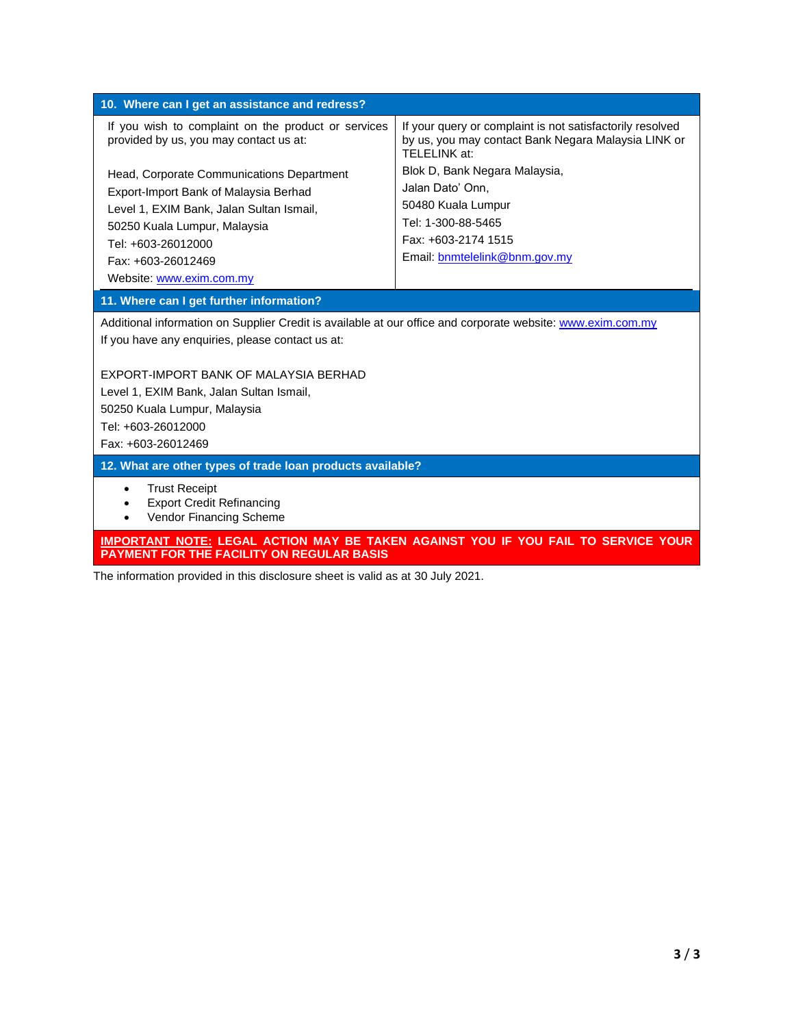## 10. Where can I get an assistance and redress?

| | |
|---|---|
| If you wish to complaint on the product or services provided by us, you may contact us at:<br><br>Head, Corporate Communications Department<br>Export-Import Bank of Malaysia Berhad<br>Level 1, EXIM Bank, Jalan Sultan Ismail,<br>50250 Kuala Lumpur, Malaysia<br>Tel: +603-26012000<br>Fax: +603-26012469<br>Website: www.exim.com.my | If your query or complaint is not satisfactorily resolved by us, you may contact Bank Negara Malaysia LINK or TELELINK at:<br>Blok D, Bank Negara Malaysia,<br>Jalan Dato' Onn,<br>50480 Kuala Lumpur<br>Tel: 1-300-88-5465<br>Fax: +603-2174 1515<br>Email: bnmtelelink@bnm.gov.my |

## 11. Where can I get further information?

Additional information on Supplier Credit is available at our office and corporate website: www.exim.com.my
If you have any enquiries, please contact us at:

EXPORT-IMPORT BANK OF MALAYSIA BERHAD
Level 1, EXIM Bank, Jalan Sultan Ismail,
50250 Kuala Lumpur, Malaysia
Tel: +603-26012000
Fax: +603-26012469

## 12. What are other types of trade loan products available?

- Trust Receipt
- Export Credit Refinancing
- Vendor Financing Scheme

**IMPORTANT NOTE: LEGAL ACTION MAY BE TAKEN AGAINST YOU IF YOU FAIL TO SERVICE YOUR PAYMENT FOR THE FACILITY ON REGULAR BASIS**

The information provided in this disclosure sheet is valid as at 30 July 2021.